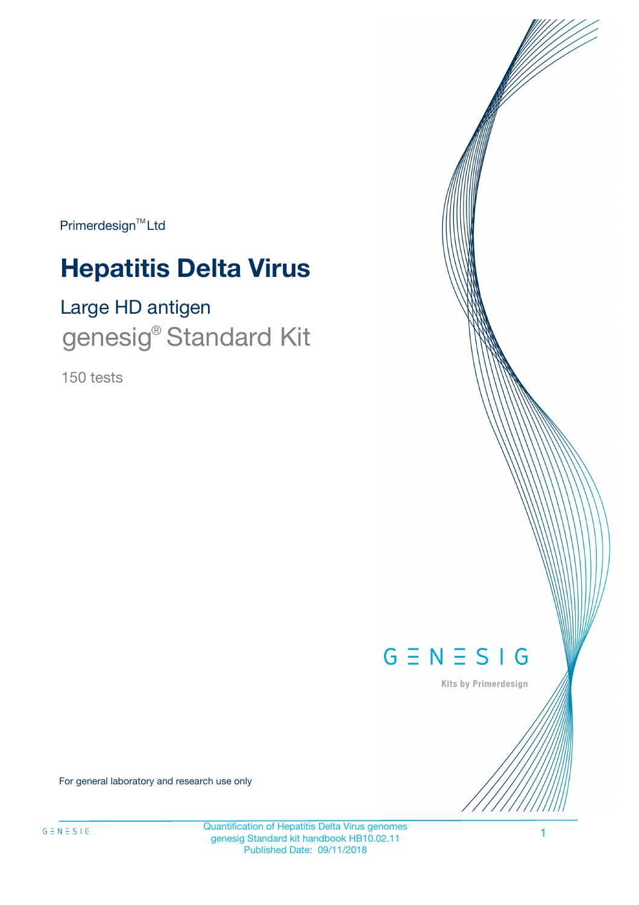Primerdesign™ Ltd

# Hepatitis Delta Virus

## Large HD antigen

genesig® Standard Kit

150 tests

GENESIG

Kits by Primerdesign

For general laboratory and research use only

Quantification of Hepatitis Delta Virus genomes
genesig Standard kit handbook HB10.02.11
Published Date: 09/11/2018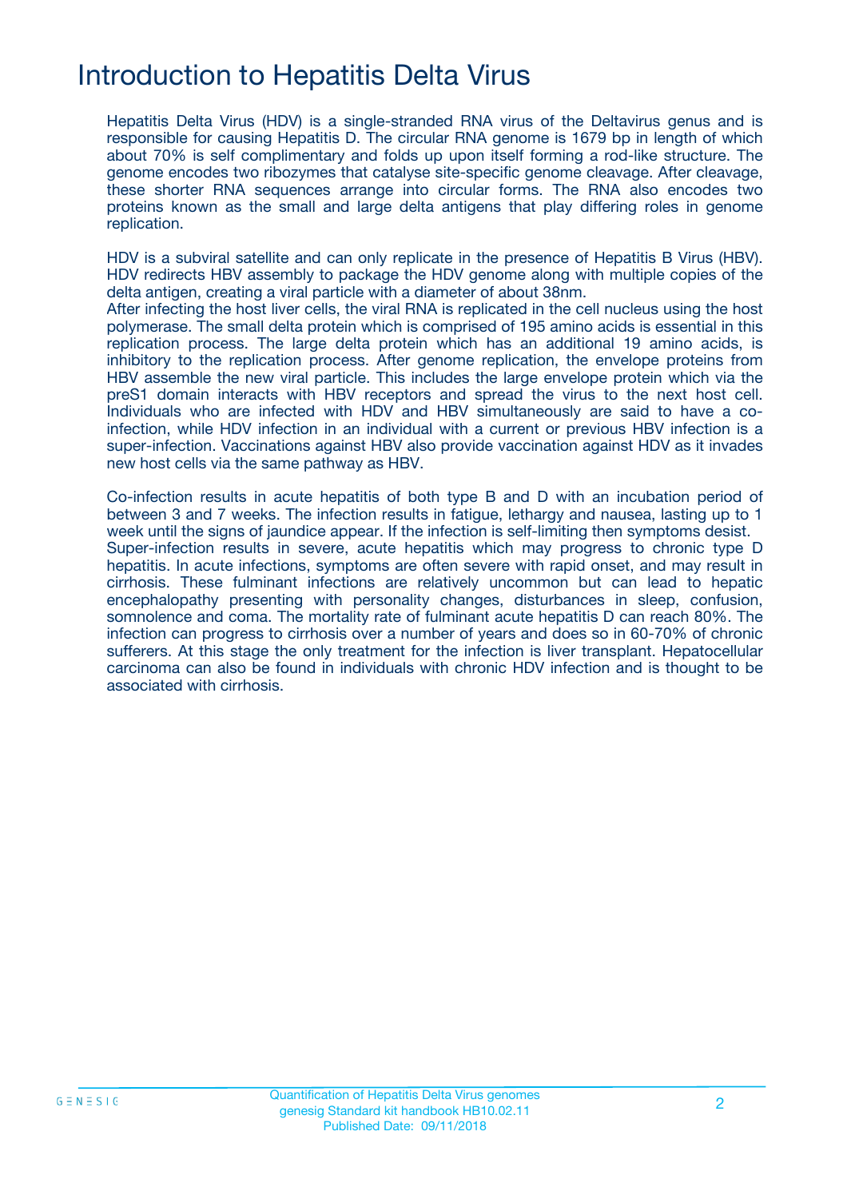# Introduction to Hepatitis Delta Virus

Hepatitis Delta Virus (HDV) is a single-stranded RNA virus of the Deltavirus genus and is responsible for causing Hepatitis D. The circular RNA genome is 1679 bp in length of which about 70% is self complimentary and folds up upon itself forming a rod-like structure. The genome encodes two ribozymes that catalyse site-specific genome cleavage. After cleavage, these shorter RNA sequences arrange into circular forms. The RNA also encodes two proteins known as the small and large delta antigens that play differing roles in genome replication.

HDV is a subviral satellite and can only replicate in the presence of Hepatitis B Virus (HBV). HDV redirects HBV assembly to package the HDV genome along with multiple copies of the delta antigen, creating a viral particle with a diameter of about 38nm.
After infecting the host liver cells, the viral RNA is replicated in the cell nucleus using the host polymerase. The small delta protein which is comprised of 195 amino acids is essential in this replication process. The large delta protein which has an additional 19 amino acids, is inhibitory to the replication process. After genome replication, the envelope proteins from HBV assemble the new viral particle. This includes the large envelope protein which via the preS1 domain interacts with HBV receptors and spread the virus to the next host cell. Individuals who are infected with HDV and HBV simultaneously are said to have a co-infection, while HDV infection in an individual with a current or previous HBV infection is a super-infection. Vaccinations against HBV also provide vaccination against HDV as it invades new host cells via the same pathway as HBV.

Co-infection results in acute hepatitis of both type B and D with an incubation period of between 3 and 7 weeks. The infection results in fatigue, lethargy and nausea, lasting up to 1 week until the signs of jaundice appear. If the infection is self-limiting then symptoms desist.
Super-infection results in severe, acute hepatitis which may progress to chronic type D hepatitis. In acute infections, symptoms are often severe with rapid onset, and may result in cirrhosis. These fulminant infections are relatively uncommon but can lead to hepatic encephalopathy presenting with personality changes, disturbances in sleep, confusion, somnolence and coma. The mortality rate of fulminant acute hepatitis D can reach 80%. The infection can progress to cirrhosis over a number of years and does so in 60-70% of chronic sufferers. At this stage the only treatment for the infection is liver transplant. Hepatocellular carcinoma can also be found in individuals with chronic HDV infection and is thought to be associated with cirrhosis.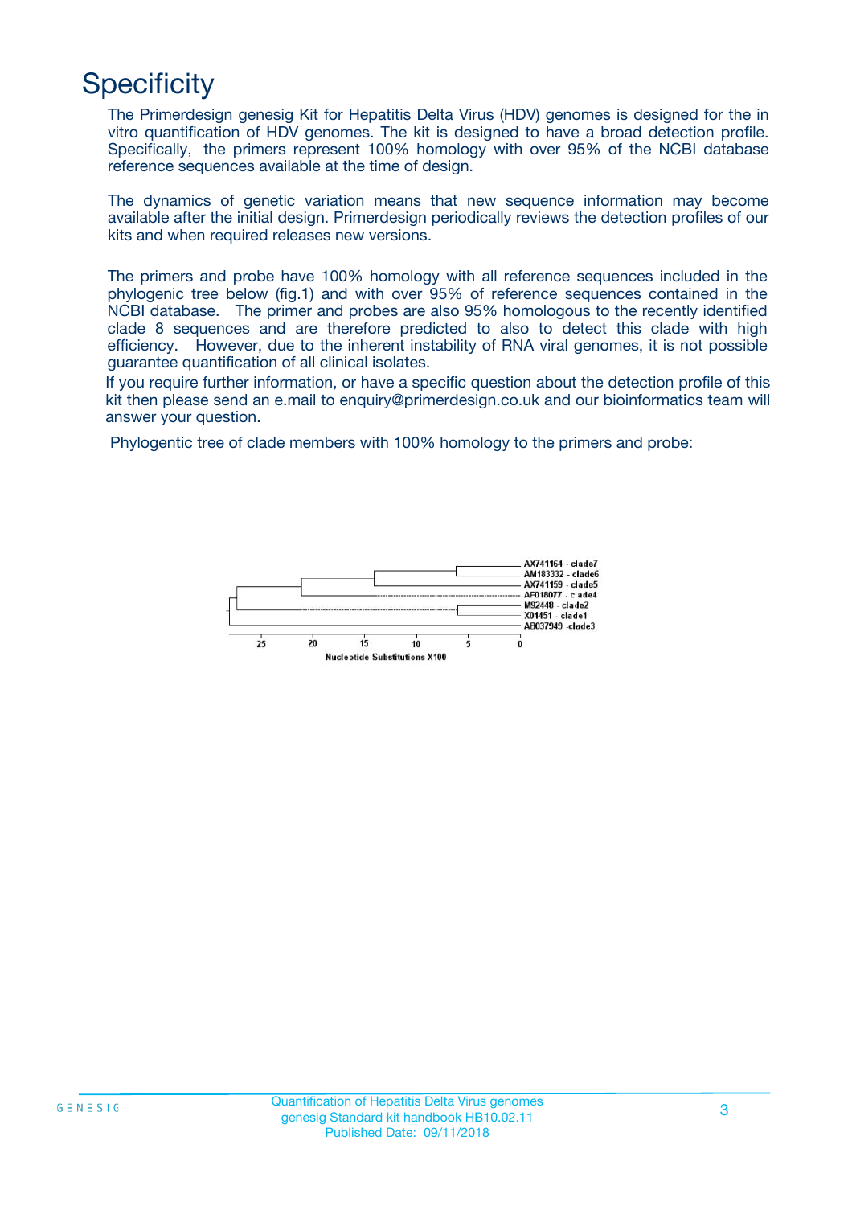# Specificity

The Primerdesign genesig Kit for Hepatitis Delta Virus (HDV) genomes is designed for the in vitro quantification of HDV genomes. The kit is designed to have a broad detection profile. Specifically, the primers represent 100% homology with over 95% of the NCBI database reference sequences available at the time of design.

The dynamics of genetic variation means that new sequence information may become available after the initial design. Primerdesign periodically reviews the detection profiles of our kits and when required releases new versions.

The primers and probe have 100% homology with all reference sequences included in the phylogenic tree below (fig.1) and with over 95% of reference sequences contained in the NCBI database. The primer and probes are also 95% homologous to the recently identified clade 8 sequences and are therefore predicted to also to detect this clade with high efficiency. However, due to the inherent instability of RNA viral genomes, it is not possible guarantee quantification of all clinical isolates.

If you require further information, or have a specific question about the detection profile of this kit then please send an e.mail to enquiry@primerdesign.co.uk and our bioinformatics team will answer your question.

Phylogentic tree of clade members with 100% homology to the primers and probe:

AX741164 - clade7
AM183332 - clade6
AX741159 - clade5
AF018077 - clade4
M92448 - clade2
X04451 - clade1
AB037949 - clade3

25 20 15 10 5 0

Nucleotide Substitutions X100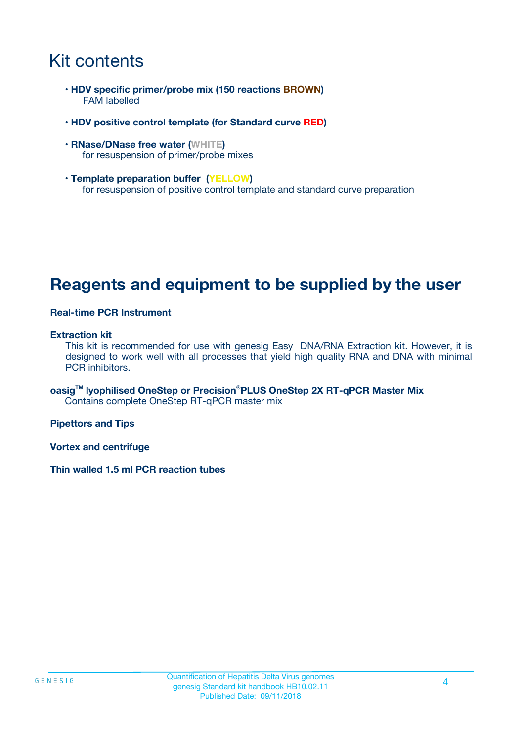# Kit contents

- **HDV specific primer/probe mix (150 reactions BROWN)**
  FAM labelled

- **HDV positive control template (for Standard curve RED)**

- **RNase/DNase free water (WHITE)**
  for resuspension of primer/probe mixes

- **Template preparation buffer (YELLOW)**
  for resuspension of positive control template and standard curve preparation

# Reagents and equipment to be supplied by the user

**Real-time PCR Instrument**

**Extraction kit**

This kit is recommended for use with genesig Easy DNA/RNA Extraction kit. However, it is designed to work well with all processes that yield high quality RNA and DNA with minimal PCR inhibitors.

**oasig™ lyophilised OneStep or Precision®PLUS OneStep 2X RT-qPCR Master Mix**

Contains complete OneStep RT-qPCR master mix

**Pipettors and Tips**

**Vortex and centrifuge**

**Thin walled 1.5 ml PCR reaction tubes**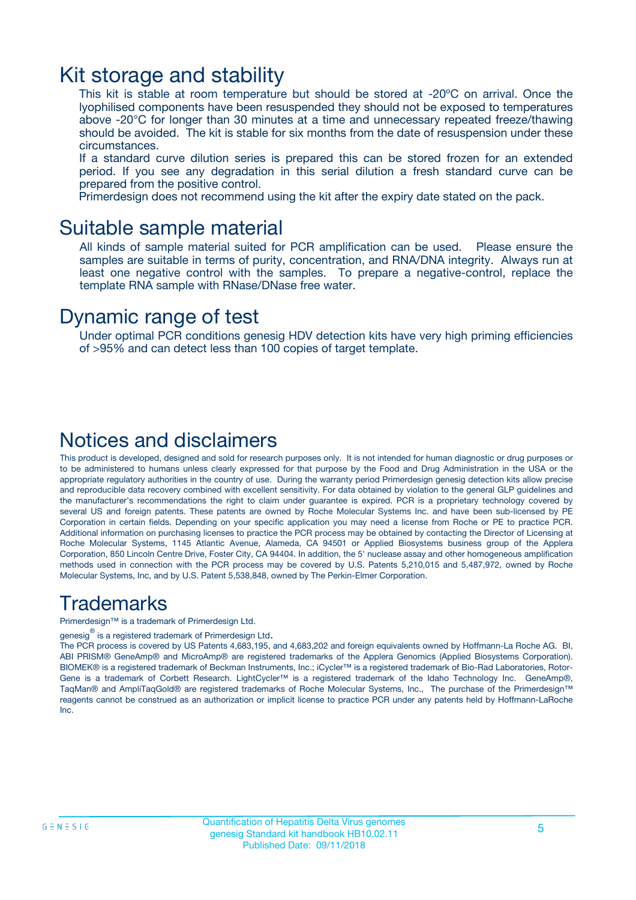# Kit storage and stability

This kit is stable at room temperature but should be stored at -20ºC on arrival. Once the lyophilised components have been resuspended they should not be exposed to temperatures above -20°C for longer than 30 minutes at a time and unnecessary repeated freeze/thawing should be avoided. The kit is stable for six months from the date of resuspension under these circumstances.

If a standard curve dilution series is prepared this can be stored frozen for an extended period. If you see any degradation in this serial dilution a fresh standard curve can be prepared from the positive control.

Primerdesign does not recommend using the kit after the expiry date stated on the pack.

# Suitable sample material

All kinds of sample material suited for PCR amplification can be used. Please ensure the samples are suitable in terms of purity, concentration, and RNA/DNA integrity. Always run at least one negative control with the samples. To prepare a negative-control, replace the template RNA sample with RNase/DNase free water.

# Dynamic range of test

Under optimal PCR conditions genesig HDV detection kits have very high priming efficiencies of >95% and can detect less than 100 copies of target template.

# Notices and disclaimers

This product is developed, designed and sold for research purposes only. It is not intended for human diagnostic or drug purposes or to be administered to humans unless clearly expressed for that purpose by the Food and Drug Administration in the USA or the appropriate regulatory authorities in the country of use. During the warranty period Primerdesign genesig detection kits allow precise and reproducible data recovery combined with excellent sensitivity. For data obtained by violation to the general GLP guidelines and the manufacturer's recommendations the right to claim under guarantee is expired. PCR is a proprietary technology covered by several US and foreign patents. These patents are owned by Roche Molecular Systems Inc. and have been sub-licensed by PE Corporation in certain fields. Depending on your specific application you may need a license from Roche or PE to practice PCR. Additional information on purchasing licenses to practice the PCR process may be obtained by contacting the Director of Licensing at Roche Molecular Systems, 1145 Atlantic Avenue, Alameda, CA 94501 or Applied Biosystems business group of the Applera Corporation, 850 Lincoln Centre Drive, Foster City, CA 94404. In addition, the 5' nuclease assay and other homogeneous amplification methods used in connection with the PCR process may be covered by U.S. Patents 5,210,015 and 5,487,972, owned by Roche Molecular Systems, Inc, and by U.S. Patent 5,538,848, owned by The Perkin-Elmer Corporation.

# Trademarks

Primerdesign™ is a trademark of Primerdesign Ltd.

genesig® is a registered trademark of Primerdesign Ltd.

The PCR process is covered by US Patents 4,683,195, and 4,683,202 and foreign equivalents owned by Hoffmann-La Roche AG. BI, ABI PRISM® GeneAmp® and MicroAmp® are registered trademarks of the Applera Genomics (Applied Biosystems Corporation). BIOMEK® is a registered trademark of Beckman Instruments, Inc.; iCycler™ is a registered trademark of Bio-Rad Laboratories, Rotor-Gene is a trademark of Corbett Research. LightCycler™ is a registered trademark of the Idaho Technology Inc. GeneAmp®, TaqMan® and AmpliTaqGold® are registered trademarks of Roche Molecular Systems, Inc., The purchase of the Primerdesign™ reagents cannot be construed as an authorization or implicit license to practice PCR under any patents held by Hoffmann-LaRoche Inc.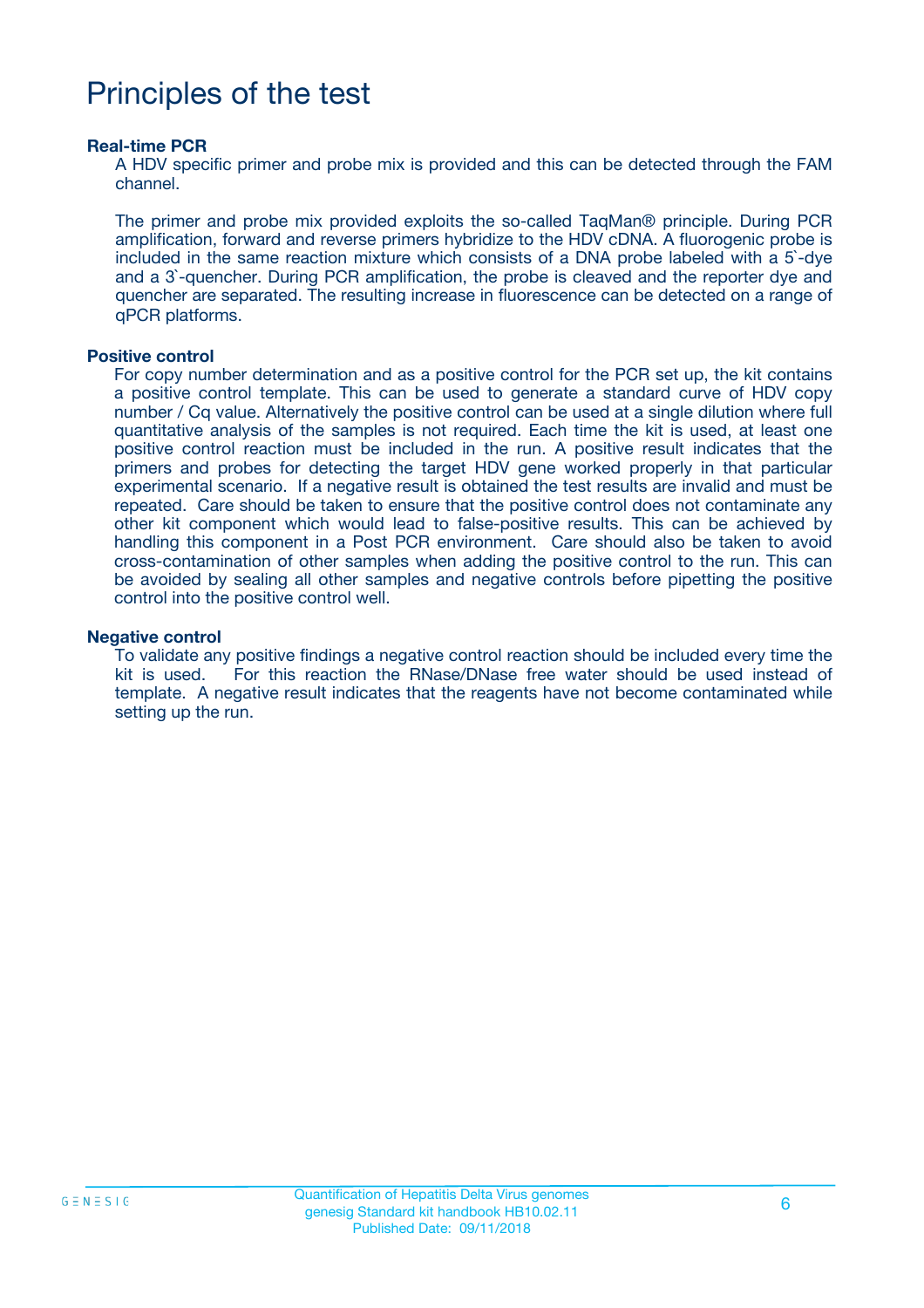# Principles of the test

**Real-time PCR**

A HDV specific primer and probe mix is provided and this can be detected through the FAM channel.

The primer and probe mix provided exploits the so-called TaqMan® principle. During PCR amplification, forward and reverse primers hybridize to the HDV cDNA. A fluorogenic probe is included in the same reaction mixture which consists of a DNA probe labeled with a 5`-dye and a 3`-quencher. During PCR amplification, the probe is cleaved and the reporter dye and quencher are separated. The resulting increase in fluorescence can be detected on a range of qPCR platforms.

**Positive control**

For copy number determination and as a positive control for the PCR set up, the kit contains a positive control template. This can be used to generate a standard curve of HDV copy number / Cq value. Alternatively the positive control can be used at a single dilution where full quantitative analysis of the samples is not required. Each time the kit is used, at least one positive control reaction must be included in the run. A positive result indicates that the primers and probes for detecting the target HDV gene worked properly in that particular experimental scenario. If a negative result is obtained the test results are invalid and must be repeated. Care should be taken to ensure that the positive control does not contaminate any other kit component which would lead to false-positive results. This can be achieved by handling this component in a Post PCR environment. Care should also be taken to avoid cross-contamination of other samples when adding the positive control to the run. This can be avoided by sealing all other samples and negative controls before pipetting the positive control into the positive control well.

**Negative control**

To validate any positive findings a negative control reaction should be included every time the kit is used. For this reaction the RNase/DNase free water should be used instead of template. A negative result indicates that the reagents have not become contaminated while setting up the run.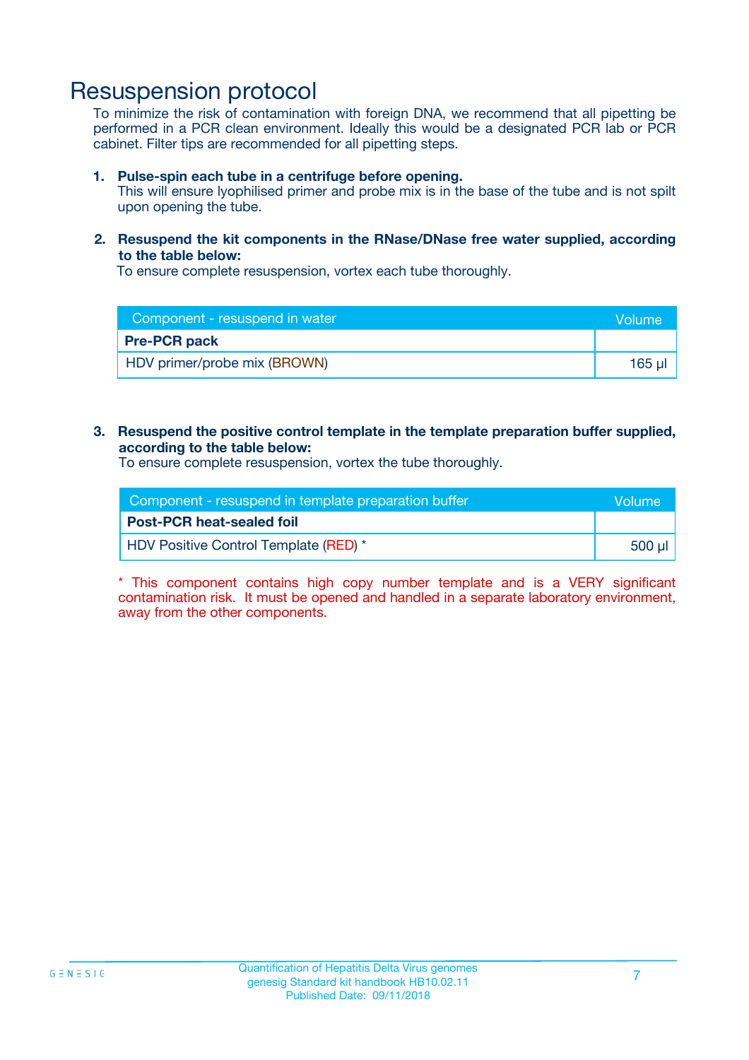# Resuspension protocol

To minimize the risk of contamination with foreign DNA, we recommend that all pipetting be performed in a PCR clean environment. Ideally this would be a designated PCR lab or PCR cabinet. Filter tips are recommended for all pipetting steps.

1. **Pulse-spin each tube in a centrifuge before opening.**
   This will ensure lyophilised primer and probe mix is in the base of the tube and is not spilt upon opening the tube.

2. **Resuspend the kit components in the RNase/DNase free water supplied, according to the table below:**
   To ensure complete resuspension, vortex each tube thoroughly.

| Component - resuspend in water | Volume |
|---|---|
| **Pre-PCR pack** | |
| HDV primer/probe mix (BROWN) | 165 µl |

3. **Resuspend the positive control template in the template preparation buffer supplied, according to the table below:**
   To ensure complete resuspension, vortex the tube thoroughly.

| Component - resuspend in template preparation buffer | Volume |
|---|---|
| **Post-PCR heat-sealed foil** | |
| HDV Positive Control Template (RED) * | 500 µl |

* This component contains high copy number template and is a VERY significant contamination risk. It must be opened and handled in a separate laboratory environment, away from the other components.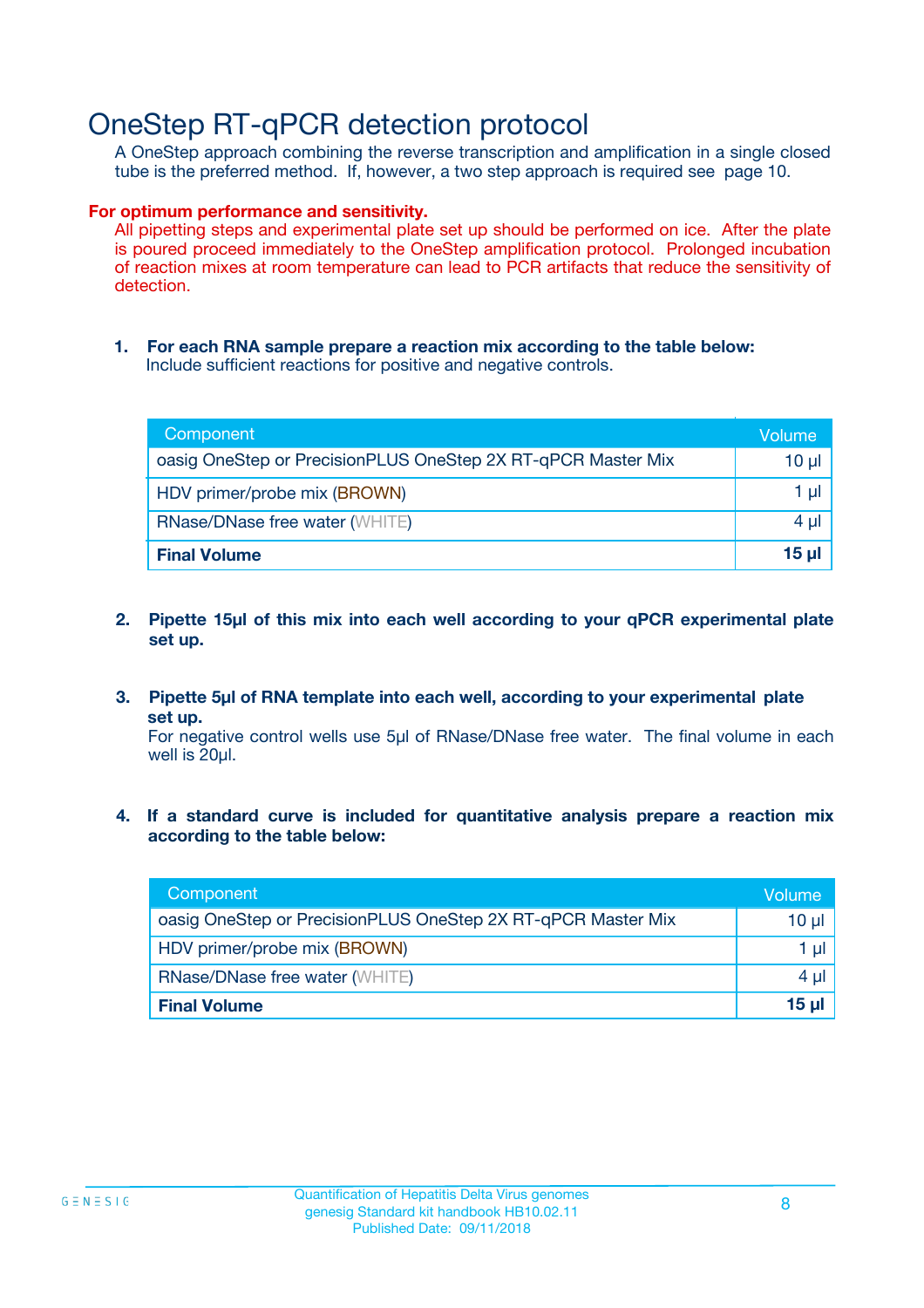# OneStep RT-qPCR detection protocol

A OneStep approach combining the reverse transcription and amplification in a single closed tube is the preferred method. If, however, a two step approach is required see page 10.

**For optimum performance and sensitivity.**

All pipetting steps and experimental plate set up should be performed on ice. After the plate is poured proceed immediately to the OneStep amplification protocol. Prolonged incubation of reaction mixes at room temperature can lead to PCR artifacts that reduce the sensitivity of detection.

1. **For each RNA sample prepare a reaction mix according to the table below:**
   Include sufficient reactions for positive and negative controls.

| Component | Volume |
|---|---|
| oasig OneStep or PrecisionPLUS OneStep 2X RT-qPCR Master Mix | 10 µl |
| HDV primer/probe mix (BROWN) | 1 µl |
| RNase/DNase free water (WHITE) | 4 µl |
| **Final Volume** | **15 µl** |

2. **Pipette 15µl of this mix into each well according to your qPCR experimental plate set up.**

3. **Pipette 5µl of RNA template into each well, according to your experimental plate set up.**
   For negative control wells use 5µl of RNase/DNase free water. The final volume in each well is 20µl.

4. **If a standard curve is included for quantitative analysis prepare a reaction mix according to the table below:**

| Component | Volume |
|---|---|
| oasig OneStep or PrecisionPLUS OneStep 2X RT-qPCR Master Mix | 10 µl |
| HDV primer/probe mix (BROWN) | 1 µl |
| RNase/DNase free water (WHITE) | 4 µl |
| **Final Volume** | **15 µl** |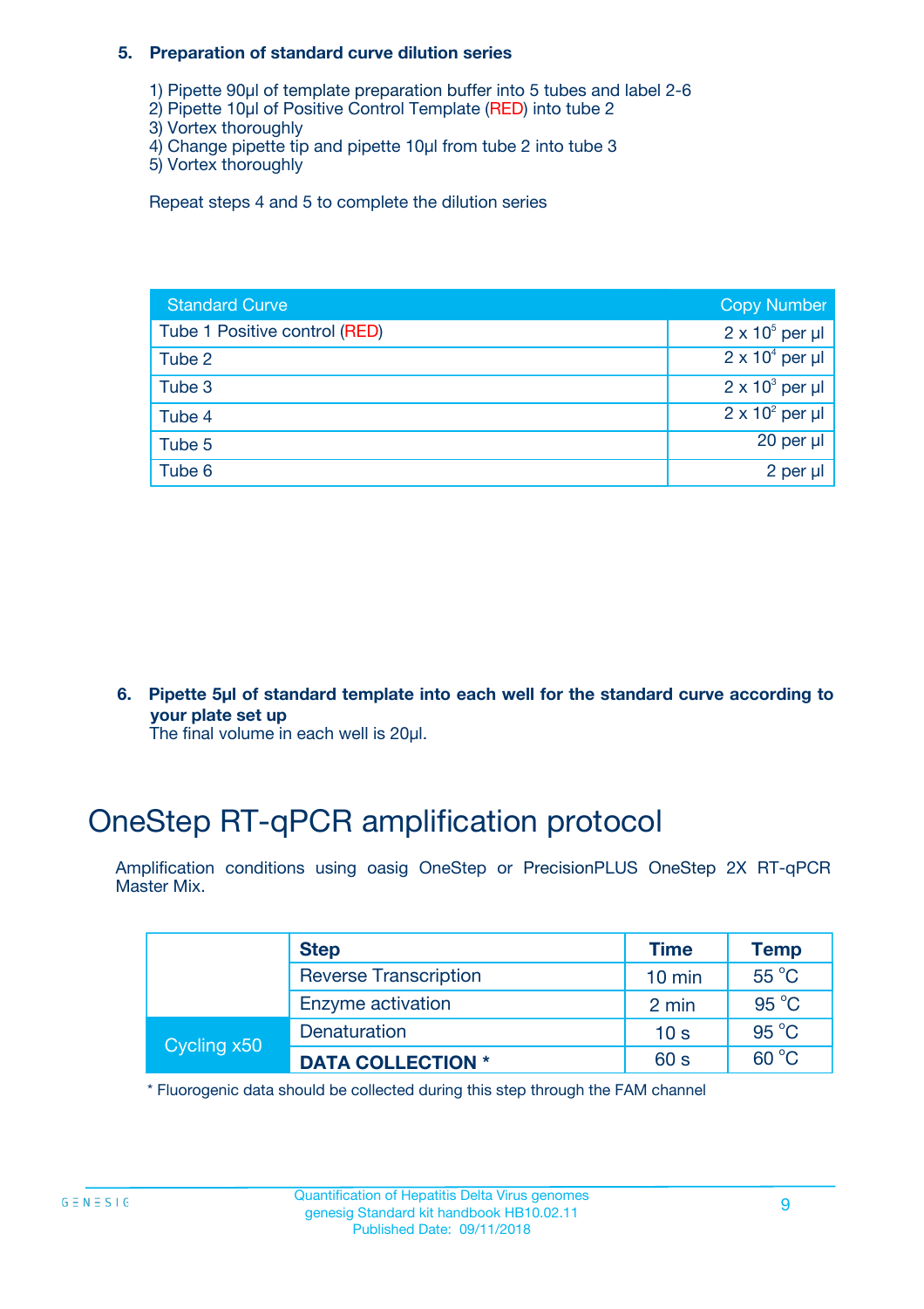**5. Preparation of standard curve dilution series**

1) Pipette 90µl of template preparation buffer into 5 tubes and label 2-6
2) Pipette 10µl of Positive Control Template (RED) into tube 2
3) Vortex thoroughly
4) Change pipette tip and pipette 10µl from tube 2 into tube 3
5) Vortex thoroughly

Repeat steps 4 and 5 to complete the dilution series

| Standard Curve | Copy Number |
|---|---|
| Tube 1 Positive control (RED) | $2 \times 10^5$ per µl |
| Tube 2 | $2 \times 10^4$ per µl |
| Tube 3 | $2 \times 10^3$ per µl |
| Tube 4 | $2 \times 10^2$ per µl |
| Tube 5 | 20 per µl |
| Tube 6 | 2 per µl |

**6. Pipette 5µl of standard template into each well for the standard curve according to your plate set up**

The final volume in each well is 20µl.

# OneStep RT-qPCR amplification protocol

Amplification conditions using oasig OneStep or PrecisionPLUS OneStep 2X RT-qPCR Master Mix.

| | Step | Time | Temp |
|---|---|---|---|
| | Reverse Transcription | 10 min | 55 °C |
| | Enzyme activation | 2 min | 95 °C |
| Cycling x50 | Denaturation | 10 s | 95 °C |
| | **DATA COLLECTION *** | 60 s | 60 °C |

* Fluorogenic data should be collected during this step through the FAM channel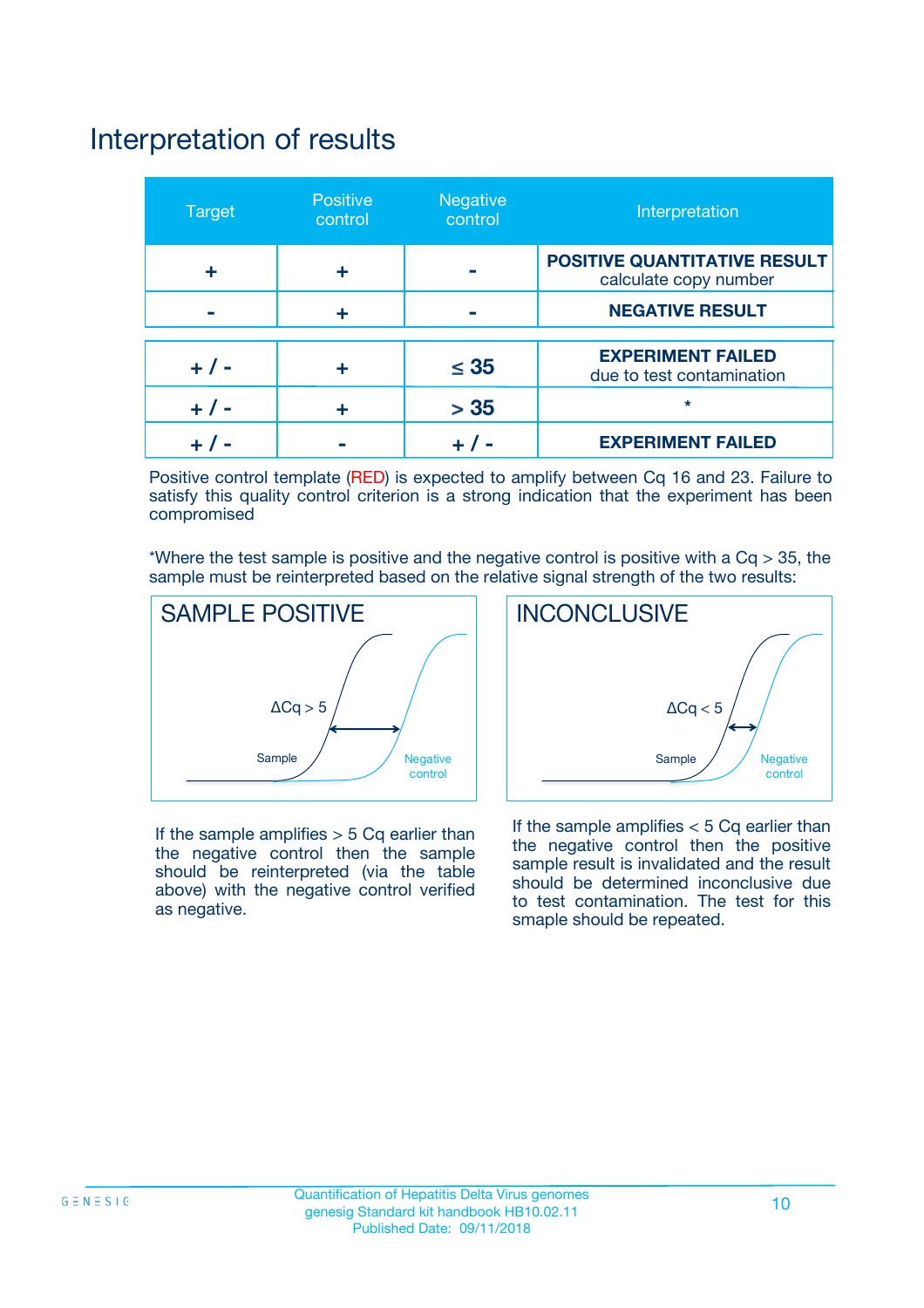# Interpretation of results

| Target | Positive control | Negative control | Interpretation |
|---|---|---|---|
| + | + | - | **POSITIVE QUANTITATIVE RESULT** calculate copy number |
| - | + | - | **NEGATIVE RESULT** |
| + / - | + | ≤ 35 | **EXPERIMENT FAILED** due to test contamination |
| + / - | + | > 35 | * |
| + / - | - | + / - | **EXPERIMENT FAILED** |

Positive control template (RED) is expected to amplify between Cq 16 and 23. Failure to satisfy this quality control criterion is a strong indication that the experiment has been compromised

*Where the test sample is positive and the negative control is positive with a Cq > 35, the sample must be reinterpreted based on the relative signal strength of the two results:

SAMPLE POSITIVE

ΔCq > 5

Sample

Negative control

If the sample amplifies > 5 Cq earlier than the negative control then the sample should be reinterpreted (via the table above) with the negative control verified as negative.

INCONCLUSIVE

ΔCq < 5

Sample

Negative control

If the sample amplifies < 5 Cq earlier than the negative control then the positive sample result is invalidated and the result should be determined inconclusive due to test contamination. The test for this smaple should be repeated.